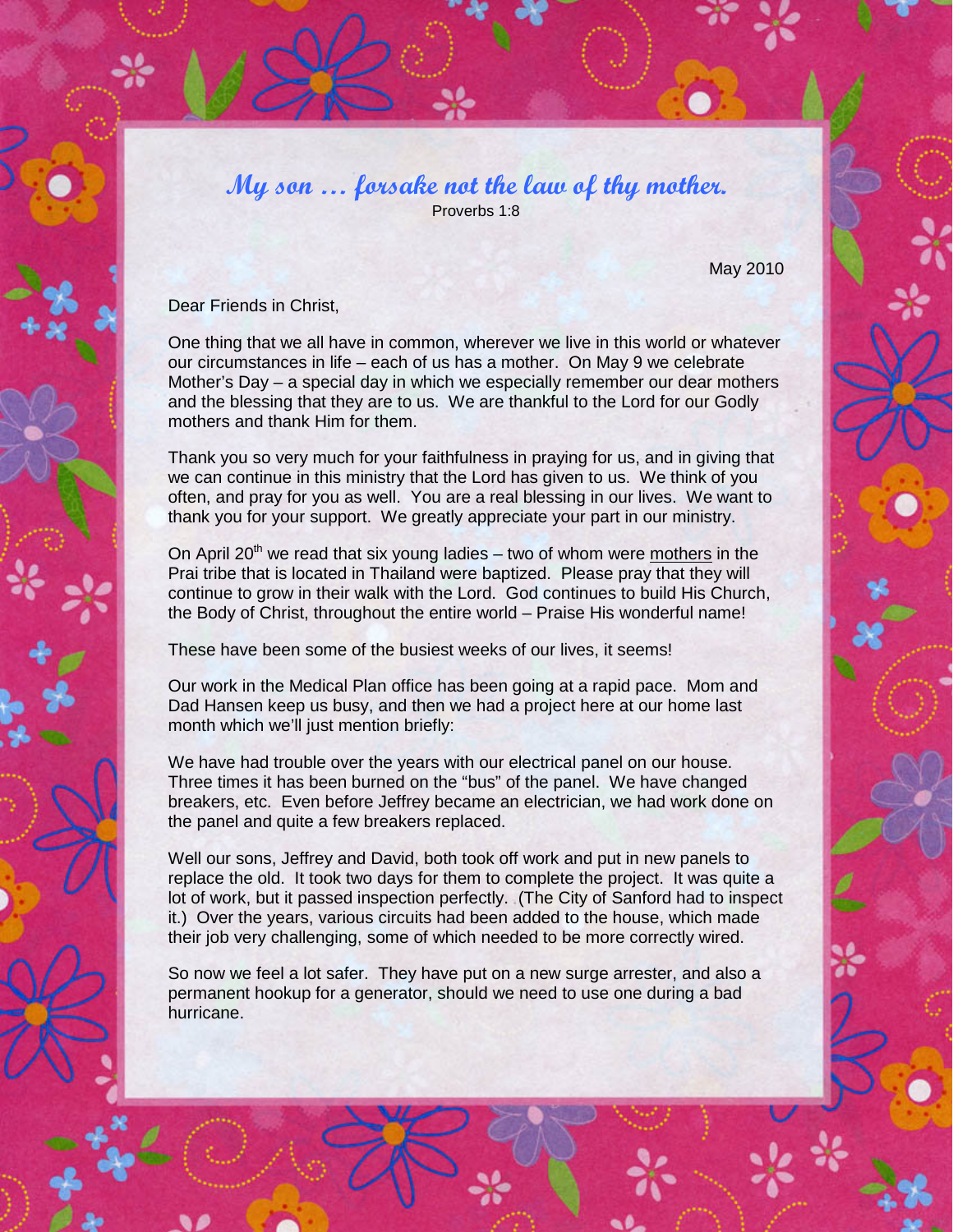***My son … forsake not the law of thy mother.***

Proverbs 1:8

May 2010

Dear Friends in Christ,

One thing that we all have in common, wherever we live in this world or whatever our circumstances in life – each of us has a mother. On May 9 we celebrate Mother's Day – a special day in which we especially remember our dear mothers and the blessing that they are to us. We are thankful to the Lord for our Godly mothers and thank Him for them.

Thank you so very much for your faithfulness in praying for us, and in giving that we can continue in this ministry that the Lord has given to us. We think of you often, and pray for you as well. You are a real blessing in our lives. We want to thank you for your support. We greatly appreciate your part in our ministry.

On April 20th we read that six young ladies – two of whom were <u>mothers</u> in the Prai tribe that is located in Thailand were baptized. Please pray that they will continue to grow in their walk with the Lord. God continues to build His Church, the Body of Christ, throughout the entire world – Praise His wonderful name!

These have been some of the busiest weeks of our lives, it seems!

Our work in the Medical Plan office has been going at a rapid pace. Mom and Dad Hansen keep us busy, and then we had a project here at our home last month which we'll just mention briefly:

We have had trouble over the years with our electrical panel on our house. Three times it has been burned on the "bus" of the panel. We have changed breakers, etc. Even before Jeffrey became an electrician, we had work done on the panel and quite a few breakers replaced.

Well our sons, Jeffrey and David, both took off work and put in new panels to replace the old. It took two days for them to complete the project. It was quite a lot of work, but it passed inspection perfectly. (The City of Sanford had to inspect it.) Over the years, various circuits had been added to the house, which made their job very challenging, some of which needed to be more correctly wired.

So now we feel a lot safer. They have put on a new surge arrester, and also a permanent hookup for a generator, should we need to use one during a bad hurricane.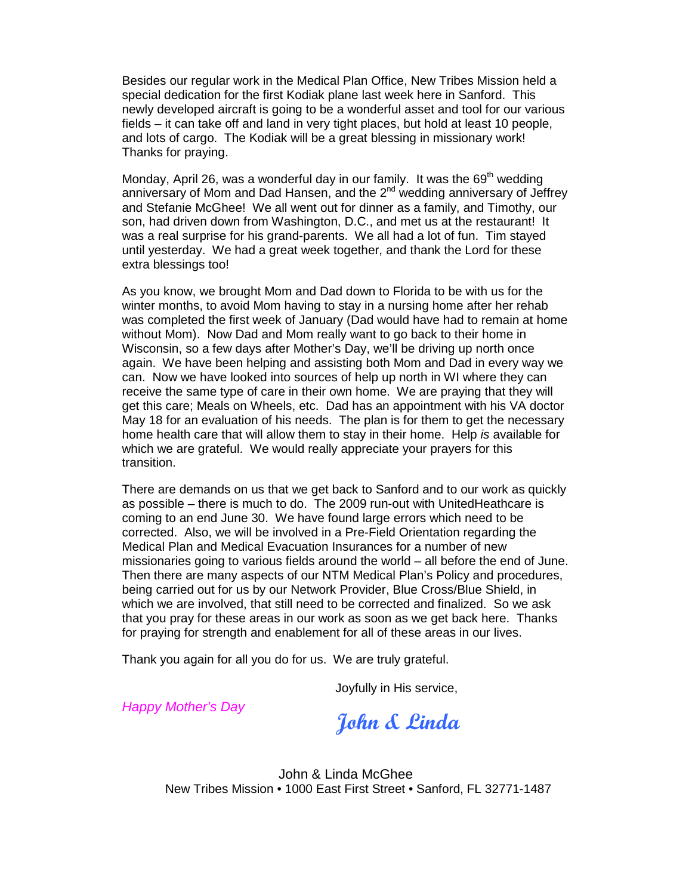Besides our regular work in the Medical Plan Office, New Tribes Mission held a special dedication for the first Kodiak plane last week here in Sanford. This newly developed aircraft is going to be a wonderful asset and tool for our various fields – it can take off and land in very tight places, but hold at least 10 people, and lots of cargo. The Kodiak will be a great blessing in missionary work! Thanks for praying.

Monday, April 26, was a wonderful day in our family. It was the 69th wedding anniversary of Mom and Dad Hansen, and the 2nd wedding anniversary of Jeffrey and Stefanie McGhee! We all went out for dinner as a family, and Timothy, our son, had driven down from Washington, D.C., and met us at the restaurant! It was a real surprise for his grand-parents. We all had a lot of fun. Tim stayed until yesterday. We had a great week together, and thank the Lord for these extra blessings too!

As you know, we brought Mom and Dad down to Florida to be with us for the winter months, to avoid Mom having to stay in a nursing home after her rehab was completed the first week of January (Dad would have had to remain at home without Mom). Now Dad and Mom really want to go back to their home in Wisconsin, so a few days after Mother's Day, we'll be driving up north once again. We have been helping and assisting both Mom and Dad in every way we can. Now we have looked into sources of help up north in WI where they can receive the same type of care in their own home. We are praying that they will get this care; Meals on Wheels, etc. Dad has an appointment with his VA doctor May 18 for an evaluation of his needs. The plan is for them to get the necessary home health care that will allow them to stay in their home. Help *is* available for which we are grateful. We would really appreciate your prayers for this transition.

There are demands on us that we get back to Sanford and to our work as quickly as possible – there is much to do. The 2009 run-out with UnitedHeathcare is coming to an end June 30. We have found large errors which need to be corrected. Also, we will be involved in a Pre-Field Orientation regarding the Medical Plan and Medical Evacuation Insurances for a number of new missionaries going to various fields around the world – all before the end of June. Then there are many aspects of our NTM Medical Plan's Policy and procedures, being carried out for us by our Network Provider, Blue Cross/Blue Shield, in which we are involved, that still need to be corrected and finalized. So we ask that you pray for these areas in our work as soon as we get back here. Thanks for praying for strength and enablement for all of these areas in our lives.

Thank you again for all you do for us. We are truly grateful.

Joyfully in His service,

*Happy Mother's Day*

**John & Linda**

John & Linda McGhee
New Tribes Mission • 1000 East First Street • Sanford, FL 32771-1487